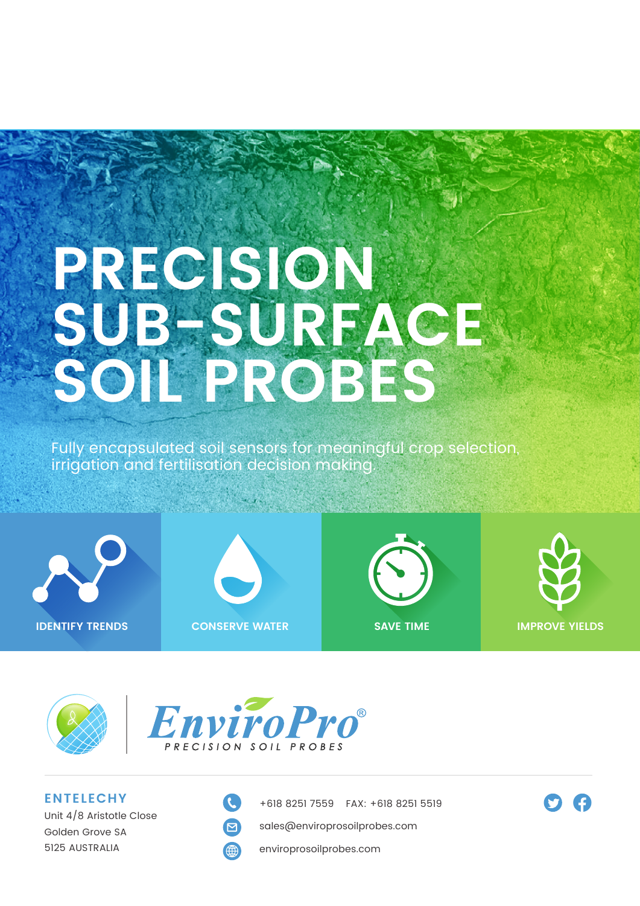# PRECISION SUB-SURFACE SOIL PROBES

Fully encapsulated soil sensors for meaningful crop selection, irrigation and fertilisation decision making.

IDENTIFY TRENDS

CONSERVE WATER

SAVE TIME

IMPROVE YIELDS

EnviroPro®
PRECISION SOIL PROBES

**ENTELECHY**
Unit 4/8 Aristotle Close
Golden Grove SA
5125 AUSTRALIA

+618 8251 7559 FAX: +618 8251 5519

sales@enviroprosoilprobes.com

enviroprosoilprobes.com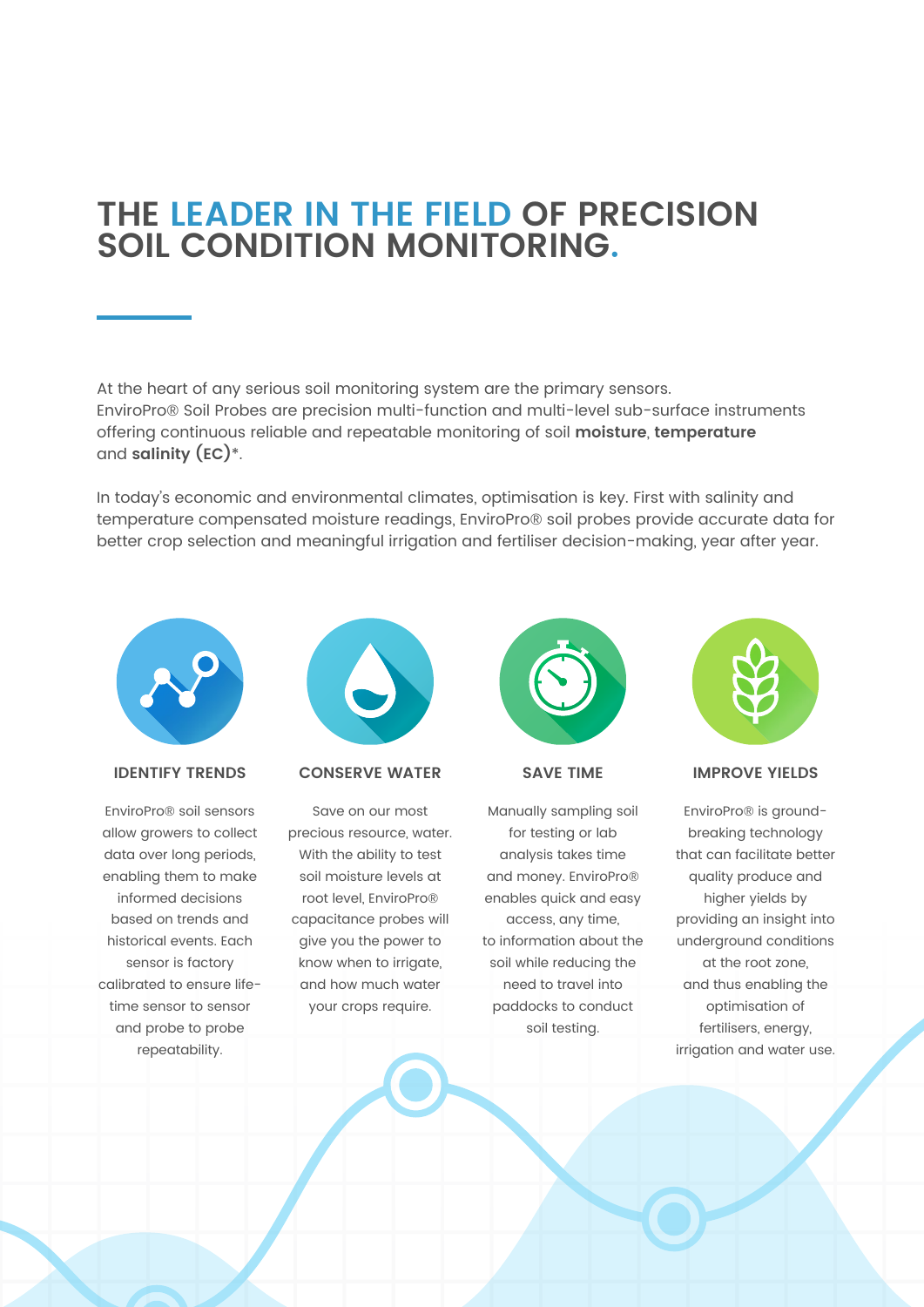# THE LEADER IN THE FIELD OF PRECISION SOIL CONDITION MONITORING.

At the heart of any serious soil monitoring system are the primary sensors. EnviroPro® Soil Probes are precision multi-function and multi-level sub-surface instruments offering continuous reliable and repeatable monitoring of soil **moisture**, **temperature** and **salinity (EC)***.

In today's economic and environmental climates, optimisation is key. First with salinity and temperature compensated moisture readings, EnviroPro® soil probes provide accurate data for better crop selection and meaningful irrigation and fertiliser decision-making, year after year.

### IDENTIFY TRENDS

EnviroPro® soil sensors allow growers to collect data over long periods, enabling them to make informed decisions based on trends and historical events. Each sensor is factory calibrated to ensure life-time sensor to sensor and probe to probe repeatability.

### CONSERVE WATER

Save on our most precious resource, water. With the ability to test soil moisture levels at root level, EnviroPro® capacitance probes will give you the power to know when to irrigate, and how much water your crops require.

### SAVE TIME

Manually sampling soil for testing or lab analysis takes time and money. EnviroPro® enables quick and easy access, any time, to information about the soil while reducing the need to travel into paddocks to conduct soil testing.

### IMPROVE YIELDS

EnviroPro® is ground-breaking technology that can facilitate better quality produce and higher yields by providing an insight into underground conditions at the root zone, and thus enabling the optimisation of fertilisers, energy, irrigation and water use.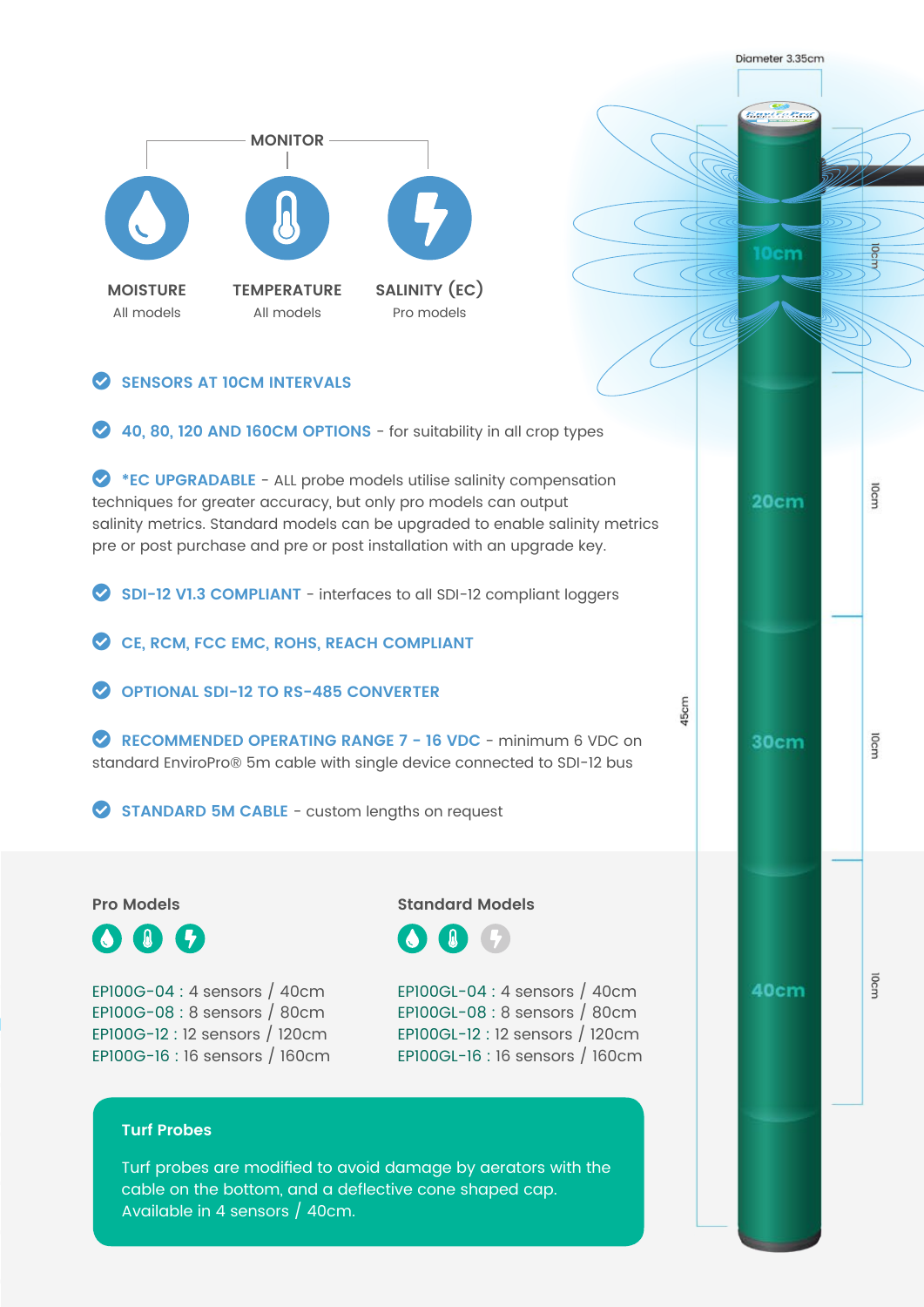## MONITOR

**MOISTURE**
All models

**TEMPERATURE**
All models

**SALINITY (EC)**
Pro models

- **SENSORS AT 10CM INTERVALS**
- **40, 80, 120 AND 160CM OPTIONS** - for suitability in all crop types
- ***EC UPGRADABLE** - ALL probe models utilise salinity compensation techniques for greater accuracy, but only pro models can output salinity metrics. Standard models can be upgraded to enable salinity metrics pre or post purchase and pre or post installation with an upgrade key.
- **SDI-12 V1.3 COMPLIANT** - interfaces to all SDI-12 compliant loggers
- **CE, RCM, FCC EMC, ROHS, REACH COMPLIANT**
- **OPTIONAL SDI-12 TO RS-485 CONVERTER**
- **RECOMMENDED OPERATING RANGE 7 - 16 VDC** - minimum 6 VDC on standard EnviroPro® 5m cable with single device connected to SDI-12 bus
- **STANDARD 5M CABLE** - custom lengths on request

Diameter 3.35cm

10cm | 20cm | 30cm | 40cm

45cm

### Pro Models

EP100G-04 : 4 sensors / 40cm
EP100G-08 : 8 sensors / 80cm
EP100G-12 : 12 sensors / 120cm
EP100G-16 : 16 sensors / 160cm

### Standard Models

EP100GL-04 : 4 sensors / 40cm
EP100GL-08 : 8 sensors / 80cm
EP100GL-12 : 12 sensors / 120cm
EP100GL-16 : 16 sensors / 160cm

### Turf Probes

Turf probes are modified to avoid damage by aerators with the cable on the bottom, and a deflective cone shaped cap. Available in 4 sensors / 40cm.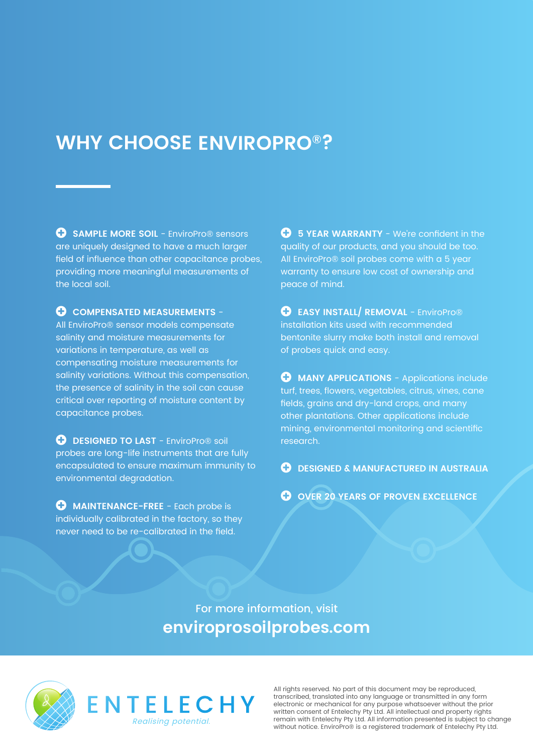# WHY CHOOSE ENVIROPRO®?

- **SAMPLE MORE SOIL** - EnviroPro® sensors are uniquely designed to have a much larger field of influence than other capacitance probes, providing more meaningful measurements of the local soil.

- **COMPENSATED MEASUREMENTS** - All EnviroPro® sensor models compensate salinity and moisture measurements for variations in temperature, as well as compensating moisture measurements for salinity variations. Without this compensation, the presence of salinity in the soil can cause critical over reporting of moisture content by capacitance probes.

- **DESIGNED TO LAST** - EnviroPro® soil probes are long-life instruments that are fully encapsulated to ensure maximum immunity to environmental degradation.

- **MAINTENANCE-FREE** - Each probe is individually calibrated in the factory, so they never need to be re-calibrated in the field.

- **5 YEAR WARRANTY** - We're confident in the quality of our products, and you should be too. All EnviroPro® soil probes come with a 5 year warranty to ensure low cost of ownership and peace of mind.

- **EASY INSTALL/ REMOVAL** - EnviroPro® installation kits used with recommended bentonite slurry make both install and removal of probes quick and easy.

- **MANY APPLICATIONS** - Applications include turf, trees, flowers, vegetables, citrus, vines, cane fields, grains and dry-land crops, and many other plantations. Other applications include mining, environmental monitoring and scientific research.

- **DESIGNED & MANUFACTURED IN AUSTRALIA**

- **OVER 20 YEARS OF PROVEN EXCELLENCE**

For more information, visit

**enviroprosoilprobes.com**

ENTELECHY

*Realising potential.*

All rights reserved. No part of this document may be reproduced, transcribed, translated into any language or transmitted in any form electronic or mechanical for any purpose whatsoever without the prior written consent of Entelechy Pty Ltd. All intellectual and property rights remain with Entelechy Pty Ltd. All information presented is subject to change without notice. EnviroPro® is a registered trademark of Entelechy Pty Ltd.